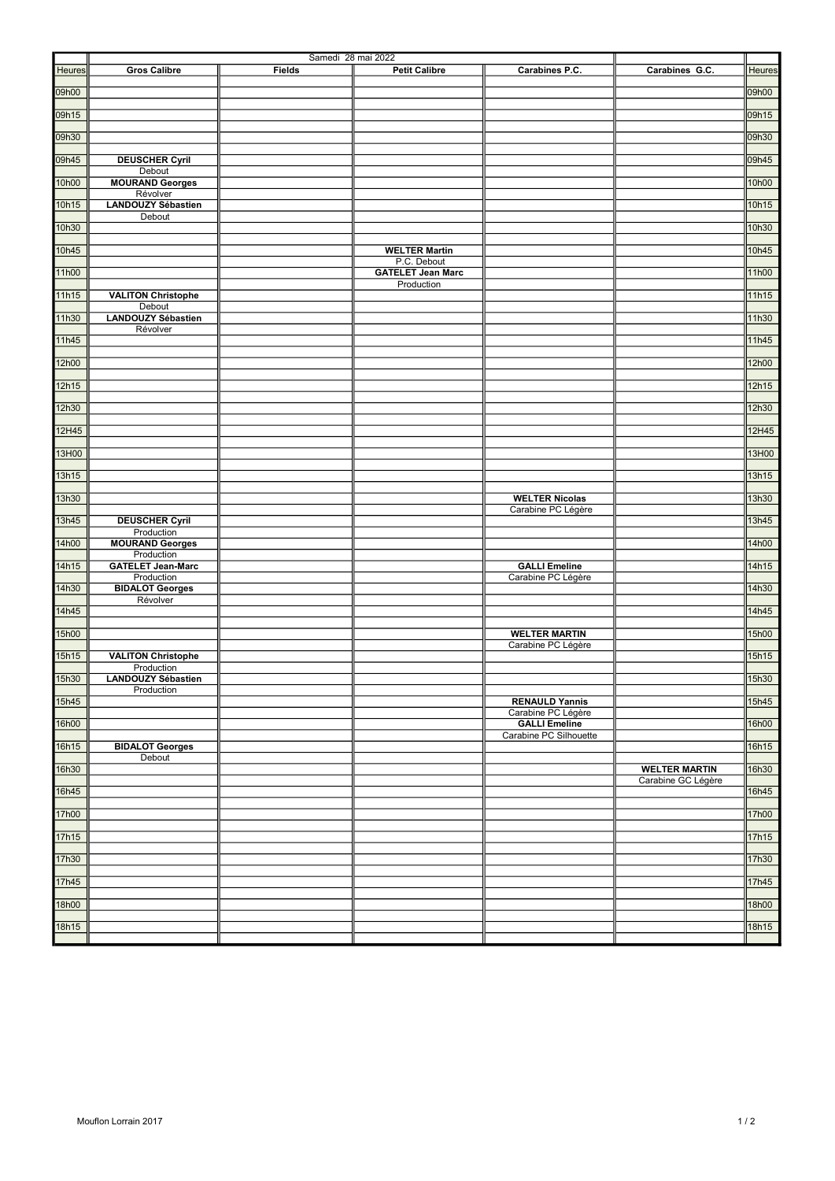Samedi 28 mai 2022

| Heures | Gros Calibre | Fields | Petit Calibre | Carabines P.C. | Carabines G.C. | Heures |
|---|---|---|---|---|---|---|
| 09h00 | | | | | | 09h00 |
| 09h15 | | | | | | 09h15 |
| 09h30 | | | | | | 09h30 |
| 09h45 | **DEUSCHER Cyril** Debout | | | | | 09h45 |
| 10h00 | **MOURAND Georges** Révolver | | | | | 10h00 |
| 10h15 | **LANDOUZY Sébastien** Debout | | | | | 10h15 |
| 10h30 | | | | | | 10h30 |
| 10h45 | | | **WELTER Martin** P.C. Debout | | | 10h45 |
| 11h00 | | | **GATELET Jean Marc** Production | | | 11h00 |
| 11h15 | **VALITON Christophe** Debout | | | | | 11h15 |
| 11h30 | **LANDOUZY Sébastien** Révolver | | | | | 11h30 |
| 11h45 | | | | | | 11h45 |
| 12h00 | | | | | | 12h00 |
| 12h15 | | | | | | 12h15 |
| 12h30 | | | | | | 12h30 |
| 12H45 | | | | | | 12H45 |
| 13H00 | | | | | | 13H00 |
| 13h15 | | | | | | 13h15 |
| 13h30 | | | | **WELTER Nicolas** Carabine PC Légère | | 13h30 |
| 13h45 | **DEUSCHER Cyril** Production | | | | | 13h45 |
| 14h00 | **MOURAND Georges** Production | | | | | 14h00 |
| 14h15 | **GATELET Jean-Marc** Production | | | **GALLI Emeline** Carabine PC Légère | | 14h15 |
| 14h30 | **BIDALOT Georges** Révolver | | | | | 14h30 |
| 14h45 | | | | | | 14h45 |
| 15h00 | | | | **WELTER MARTIN** Carabine PC Légère | | 15h00 |
| 15h15 | **VALITON Christophe** Production | | | | | 15h15 |
| 15h30 | **LANDOUZY Sébastien** Production | | | | | 15h30 |
| 15h45 | | | | **RENAULD Yannis** Carabine PC Légère | | 15h45 |
| 16h00 | | | | **GALLI Emeline** Carabine PC Silhouette | | 16h00 |
| 16h15 | **BIDALOT Georges** Debout | | | | | 16h15 |
| 16h30 | | | | | **WELTER MARTIN** Carabine GC Légère | 16h30 |
| 16h45 | | | | | | 16h45 |
| 17h00 | | | | | | 17h00 |
| 17h15 | | | | | | 17h15 |
| 17h30 | | | | | | 17h30 |
| 17h45 | | | | | | 17h45 |
| 18h00 | | | | | | 18h00 |
| 18h15 | | | | | | 18h15 |

Mouflon Lorrain 2017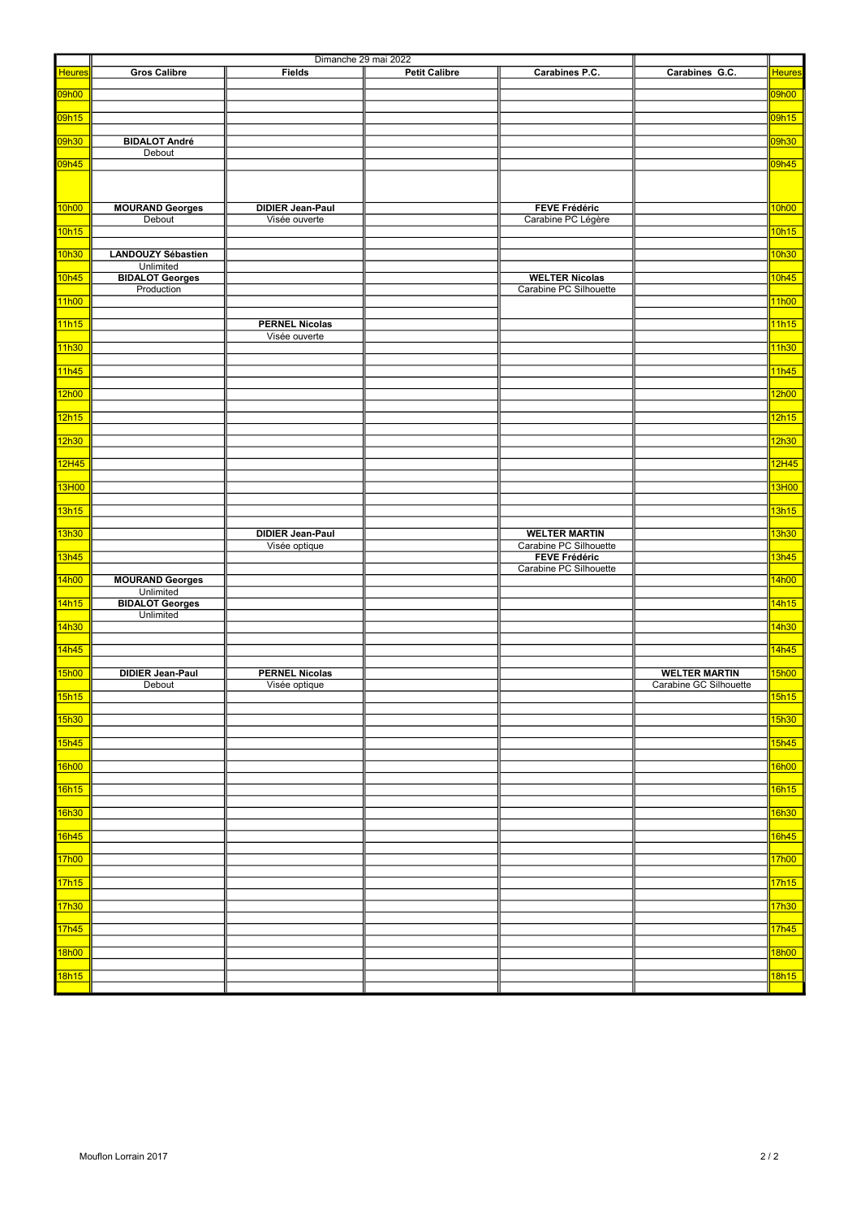| | Dimanche 29 mai 2022 | | | | | |
|---|---|---|---|---|---|---|
| Heures | Gros Calibre | Fields | Petit Calibre | Carabines P.C. | Carabines G.C. | Heures |
| 09h00 | | | | | | 09h00 |
| 09h15 | | | | | | 09h15 |
| 09h30 | **BIDALOT André**<br>Debout | | | | | 09h30 |
| 09h45 | | | | | | 09h45 |
| 10h00 | **MOURAND Georges**<br>Debout | **DIDIER Jean-Paul**<br>Visée ouverte | | **FEVE Frédéric**<br>Carabine PC Légère | | 10h00 |
| 10h15 | | | | | | 10h15 |
| 10h30 | **LANDOUZY Sébastien**<br>Unlimited | | | | | 10h30 |
| 10h45 | **BIDALOT Georges**<br>Production | | | **WELTER Nicolas**<br>Carabine PC Silhouette | | 10h45 |
| 11h00 | | | | | | 11h00 |
| 11h15 | | **PERNEL Nicolas**<br>Visée ouverte | | | | 11h15 |
| 11h30 | | | | | | 11h30 |
| 11h45 | | | | | | 11h45 |
| 12h00 | | | | | | 12h00 |
| 12h15 | | | | | | 12h15 |
| 12h30 | | | | | | 12h30 |
| 12H45 | | | | | | 12H45 |
| 13H00 | | | | | | 13H00 |
| 13h15 | | | | | | 13h15 |
| 13h30 | | **DIDIER Jean-Paul**<br>Visée optique | | **WELTER MARTIN**<br>Carabine PC Silhouette | | 13h30 |
| 13h45 | | | | **FEVE Frédéric**<br>Carabine PC Silhouette | | 13h45 |
| 14h00 | **MOURAND Georges**<br>Unlimited | | | | | 14h00 |
| 14h15 | **BIDALOT Georges**<br>Unlimited | | | | | 14h15 |
| 14h30 | | | | | | 14h30 |
| 14h45 | | | | | | 14h45 |
| 15h00 | **DIDIER Jean-Paul**<br>Debout | **PERNEL Nicolas**<br>Visée optique | | | **WELTER MARTIN**<br>Carabine GC Silhouette | 15h00 |
| 15h15 | | | | | | 15h15 |
| 15h30 | | | | | | 15h30 |
| 15h45 | | | | | | 15h45 |
| 16h00 | | | | | | 16h00 |
| 16h15 | | | | | | 16h15 |
| 16h30 | | | | | | 16h30 |
| 16h45 | | | | | | 16h45 |
| 17h00 | | | | | | 17h00 |
| 17h15 | | | | | | 17h15 |
| 17h30 | | | | | | 17h30 |
| 17h45 | | | | | | 17h45 |
| 18h00 | | | | | | 18h00 |
| 18h15 | | | | | | 18h15 |

Mouflon Lorrain 2017